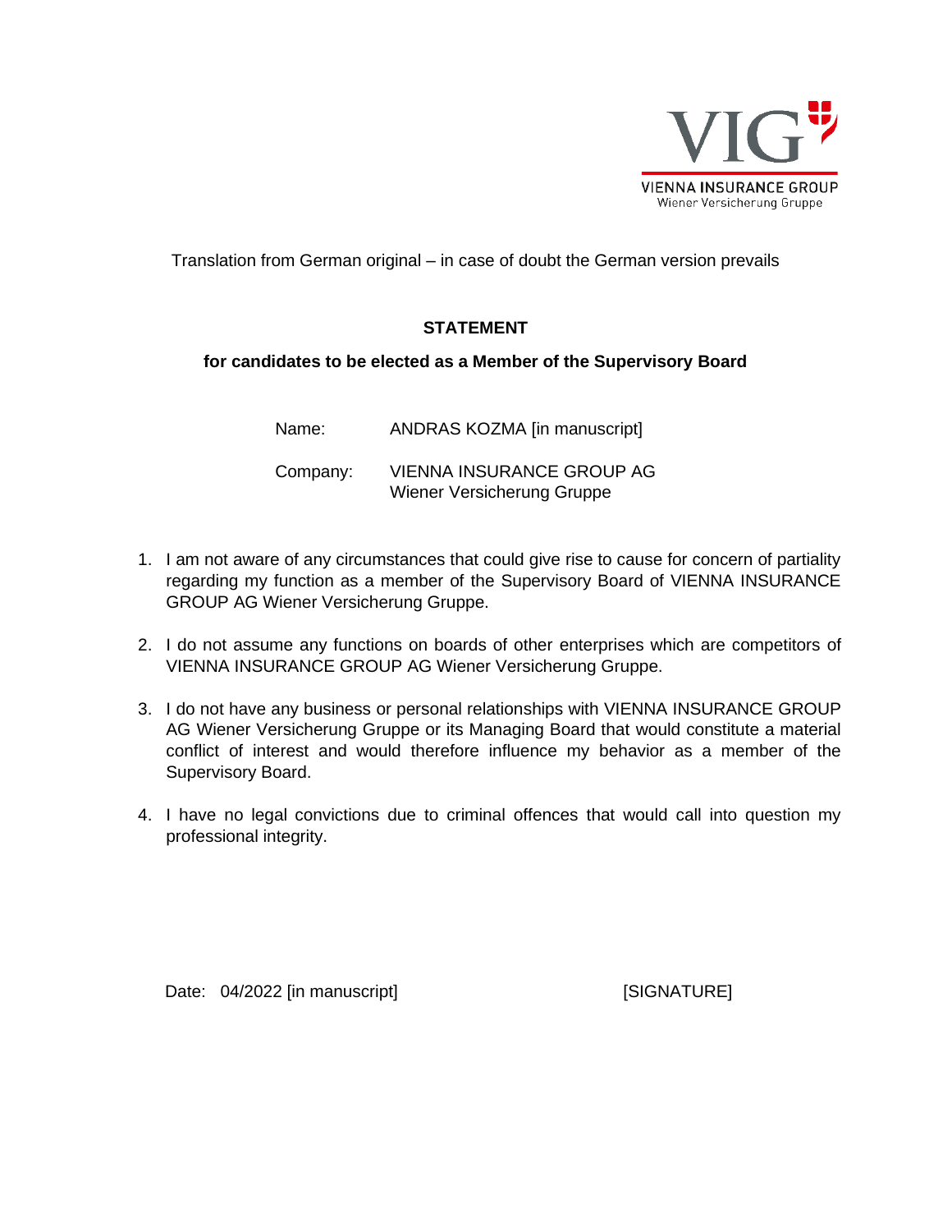VIG

VIENNA INSURANCE GROUP
Wiener Versicherung Gruppe

Translation from German original – in case of doubt the German version prevails

# STATEMENT

## for candidates to be elected as a Member of the Supervisory Board

Name: ANDRAS KOZMA [in manuscript]

Company: VIENNA INSURANCE GROUP AG
Wiener Versicherung Gruppe

1. I am not aware of any circumstances that could give rise to cause for concern of partiality regarding my function as a member of the Supervisory Board of VIENNA INSURANCE GROUP AG Wiener Versicherung Gruppe.

2. I do not assume any functions on boards of other enterprises which are competitors of VIENNA INSURANCE GROUP AG Wiener Versicherung Gruppe.

3. I do not have any business or personal relationships with VIENNA INSURANCE GROUP AG Wiener Versicherung Gruppe or its Managing Board that would constitute a material conflict of interest and would therefore influence my behavior as a member of the Supervisory Board.

4. I have no legal convictions due to criminal offences that would call into question my professional integrity.

Date: 04/2022 [in manuscript]

[SIGNATURE]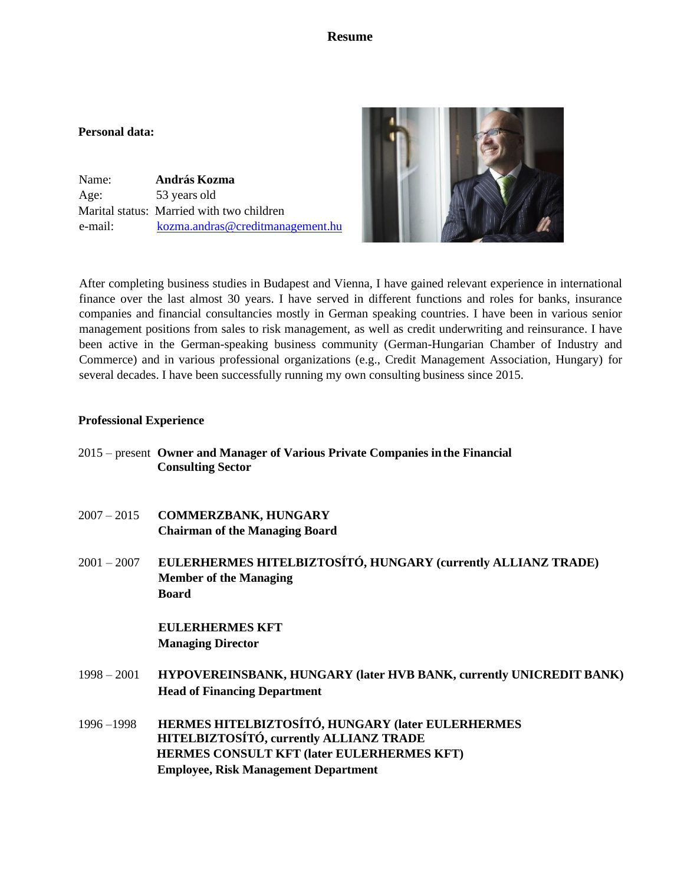# Resume

**Personal data:**

Name: **András Kozma**
Age: 53 years old
Marital status: Married with two children
e-mail: kozma.andras@creditmanagement.hu

After completing business studies in Budapest and Vienna, I have gained relevant experience in international finance over the last almost 30 years. I have served in different functions and roles for banks, insurance companies and financial consultancies mostly in German speaking countries. I have been in various senior management positions from sales to risk management, as well as credit underwriting and reinsurance. I have been active in the German-speaking business community (German-Hungarian Chamber of Industry and Commerce) and in various professional organizations (e.g., Credit Management Association, Hungary) for several decades. I have been successfully running my own consulting business since 2015.

**Professional Experience**

2015 – present **Owner and Manager of Various Private Companies in the Financial Consulting Sector**

2007 – 2015 **COMMERZBANK, HUNGARY**
**Chairman of the Managing Board**

2001 – 2007 **EULERHERMES HITELBIZTOSÍTÓ, HUNGARY (currently ALLIANZ TRADE)**
**Member of the Managing Board**

**EULERHERMES KFT**
**Managing Director**

1998 – 2001 **HYPOVEREINSBANK, HUNGARY (later HVB BANK, currently UNICREDIT BANK)**
**Head of Financing Department**

1996 –1998 **HERMES HITELBIZTOSÍTÓ, HUNGARY (later EULERHERMES HITELBIZTOSÍTÓ, currently ALLIANZ TRADE**
**HERMES CONSULT KFT (later EULERHERMES KFT)**
**Employee, Risk Management Department**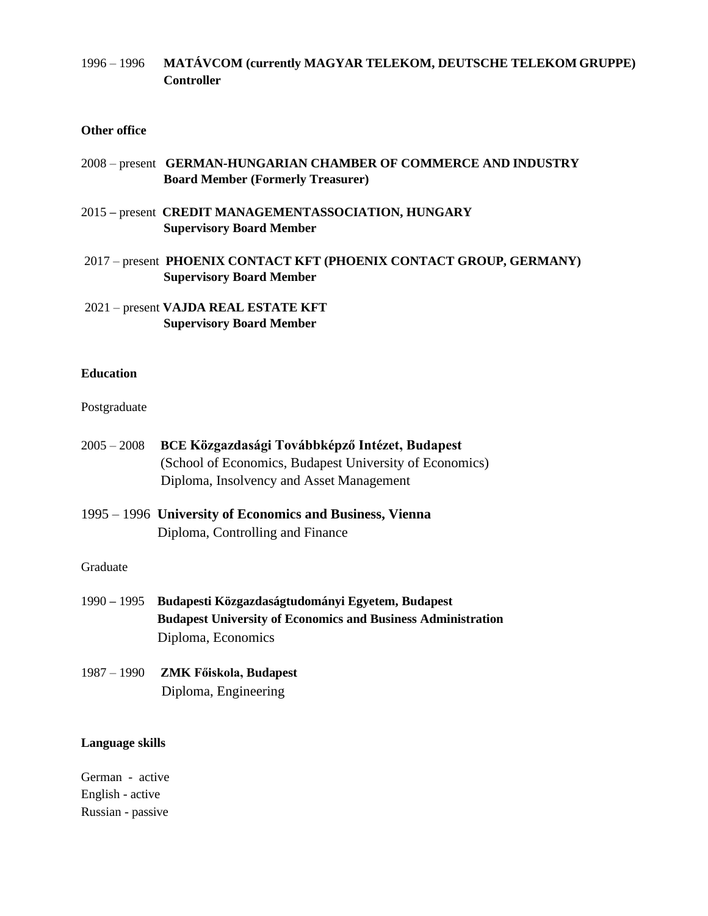1996 – 1996 **MATÁVCOM (currently MAGYAR TELEKOM, DEUTSCHE TELEKOM GRUPPE)**
**Controller**

**Other office**

2008 – present **GERMAN-HUNGARIAN CHAMBER OF COMMERCE AND INDUSTRY**
**Board Member (Formerly Treasurer)**

2015 – present **CREDIT MANAGEMENTASSOCIATION, HUNGARY**
**Supervisory Board Member**

2017 – present **PHOENIX CONTACT KFT (PHOENIX CONTACT GROUP, GERMANY)**
**Supervisory Board Member**

2021 – present **VAJDA REAL ESTATE KFT**
**Supervisory Board Member**

**Education**

Postgraduate

2005 – 2008 **BCE Közgazdasági Továbbképző Intézet, Budapest**
(School of Economics, Budapest University of Economics)
Diploma, Insolvency and Asset Management

1995 – 1996 **University of Economics and Business, Vienna**
Diploma, Controlling and Finance

Graduate

1990 – 1995 **Budapesti Közgazdaságtudományi Egyetem, Budapest**
**Budapest University of Economics and Business Administration**
Diploma, Economics

1987 – 1990 **ZMK Főiskola, Budapest**
Diploma, Engineering

**Language skills**

German - active
English - active
Russian - passive